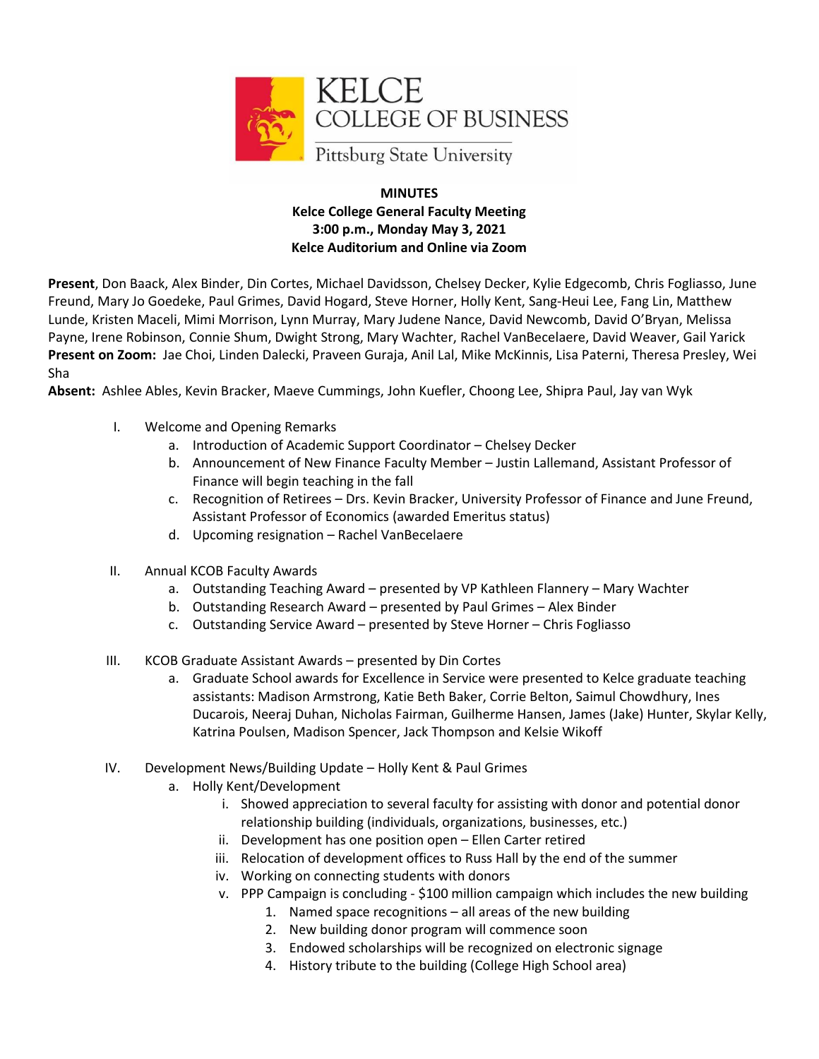**MINUTES**
**Kelce College General Faculty Meeting**
**3:00 p.m., Monday May 3, 2021**
**Kelce Auditorium and Online via Zoom**

**Present**, Don Baack, Alex Binder, Din Cortes, Michael Davidsson, Chelsey Decker, Kylie Edgecomb, Chris Fogliasso, June Freund, Mary Jo Goedeke, Paul Grimes, David Hogard, Steve Horner, Holly Kent, Sang-Heui Lee, Fang Lin, Matthew Lunde, Kristen Maceli, Mimi Morrison, Lynn Murray, Mary Judene Nance, David Newcomb, David O'Bryan, Melissa Payne, Irene Robinson, Connie Shum, Dwight Strong, Mary Wachter, Rachel VanBecelaere, David Weaver, Gail Yarick
**Present on Zoom:** Jae Choi, Linden Dalecki, Praveen Guraja, Anil Lal, Mike McKinnis, Lisa Paterni, Theresa Presley, Wei Sha
**Absent:** Ashlee Ables, Kevin Bracker, Maeve Cummings, John Kuefler, Choong Lee, Shipra Paul, Jay van Wyk

I. Welcome and Opening Remarks
   a. Introduction of Academic Support Coordinator – Chelsey Decker
   b. Announcement of New Finance Faculty Member – Justin Lallemand, Assistant Professor of Finance will begin teaching in the fall
   c. Recognition of Retirees – Drs. Kevin Bracker, University Professor of Finance and June Freund, Assistant Professor of Economics (awarded Emeritus status)
   d. Upcoming resignation – Rachel VanBecelaere

II. Annual KCOB Faculty Awards
   a. Outstanding Teaching Award – presented by VP Kathleen Flannery – Mary Wachter
   b. Outstanding Research Award – presented by Paul Grimes – Alex Binder
   c. Outstanding Service Award – presented by Steve Horner – Chris Fogliasso

III. KCOB Graduate Assistant Awards – presented by Din Cortes
   a. Graduate School awards for Excellence in Service were presented to Kelce graduate teaching assistants: Madison Armstrong, Katie Beth Baker, Corrie Belton, Saimul Chowdhury, Ines Ducarois, Neeraj Duhan, Nicholas Fairman, Guilherme Hansen, James (Jake) Hunter, Skylar Kelly, Katrina Poulsen, Madison Spencer, Jack Thompson and Kelsie Wikoff

IV. Development News/Building Update – Holly Kent & Paul Grimes
   a. Holly Kent/Development
      i. Showed appreciation to several faculty for assisting with donor and potential donor relationship building (individuals, organizations, businesses, etc.)
      ii. Development has one position open – Ellen Carter retired
      iii. Relocation of development offices to Russ Hall by the end of the summer
      iv. Working on connecting students with donors
      v. PPP Campaign is concluding - $100 million campaign which includes the new building
         1. Named space recognitions – all areas of the new building
         2. New building donor program will commence soon
         3. Endowed scholarships will be recognized on electronic signage
         4. History tribute to the building (College High School area)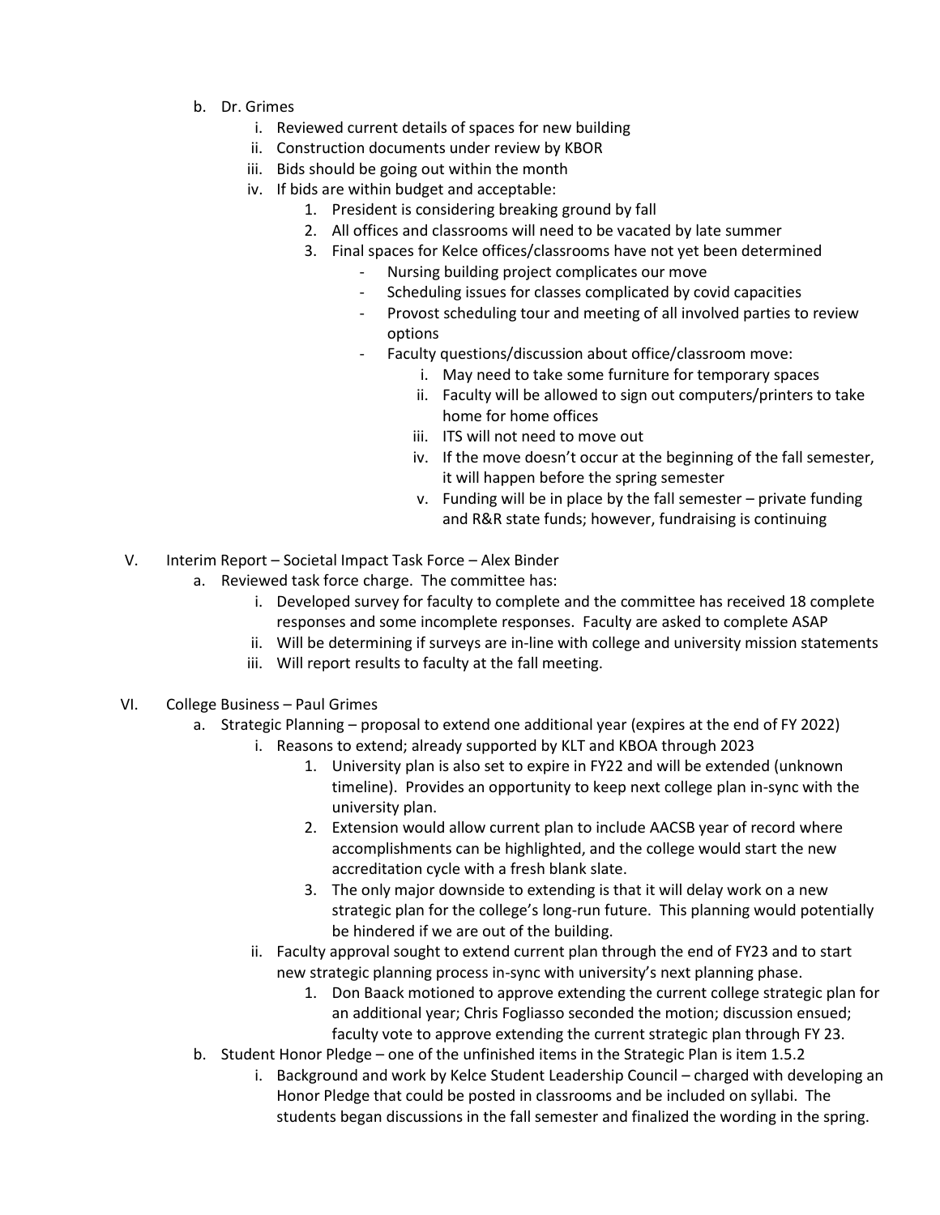b. Dr. Grimes
    i. Reviewed current details of spaces for new building
    ii. Construction documents under review by KBOR
    iii. Bids should be going out within the month
    iv. If bids are within budget and acceptable:
        1. President is considering breaking ground by fall
        2. All offices and classrooms will need to be vacated by late summer
        3. Final spaces for Kelce offices/classrooms have not yet been determined
            - Nursing building project complicates our move
            - Scheduling issues for classes complicated by covid capacities
            - Provost scheduling tour and meeting of all involved parties to review options
            - Faculty questions/discussion about office/classroom move:
                i. May need to take some furniture for temporary spaces
                ii. Faculty will be allowed to sign out computers/printers to take home for home offices
                iii. ITS will not need to move out
                iv. If the move doesn't occur at the beginning of the fall semester, it will happen before the spring semester
                v. Funding will be in place by the fall semester – private funding and R&R state funds; however, fundraising is continuing

V. Interim Report – Societal Impact Task Force – Alex Binder
    a. Reviewed task force charge. The committee has:
        i. Developed survey for faculty to complete and the committee has received 18 complete responses and some incomplete responses. Faculty are asked to complete ASAP
        ii. Will be determining if surveys are in-line with college and university mission statements
        iii. Will report results to faculty at the fall meeting.

VI. College Business – Paul Grimes
    a. Strategic Planning – proposal to extend one additional year (expires at the end of FY 2022)
        i. Reasons to extend; already supported by KLT and KBOA through 2023
            1. University plan is also set to expire in FY22 and will be extended (unknown timeline). Provides an opportunity to keep next college plan in-sync with the university plan.
            2. Extension would allow current plan to include AACSB year of record where accomplishments can be highlighted, and the college would start the new accreditation cycle with a fresh blank slate.
            3. The only major downside to extending is that it will delay work on a new strategic plan for the college's long-run future. This planning would potentially be hindered if we are out of the building.
        ii. Faculty approval sought to extend current plan through the end of FY23 and to start new strategic planning process in-sync with university's next planning phase.
            1. Don Baack motioned to approve extending the current college strategic plan for an additional year; Chris Fogliasso seconded the motion; discussion ensued; faculty vote to approve extending the current strategic plan through FY 23.
    b. Student Honor Pledge – one of the unfinished items in the Strategic Plan is item 1.5.2
        i. Background and work by Kelce Student Leadership Council – charged with developing an Honor Pledge that could be posted in classrooms and be included on syllabi. The students began discussions in the fall semester and finalized the wording in the spring.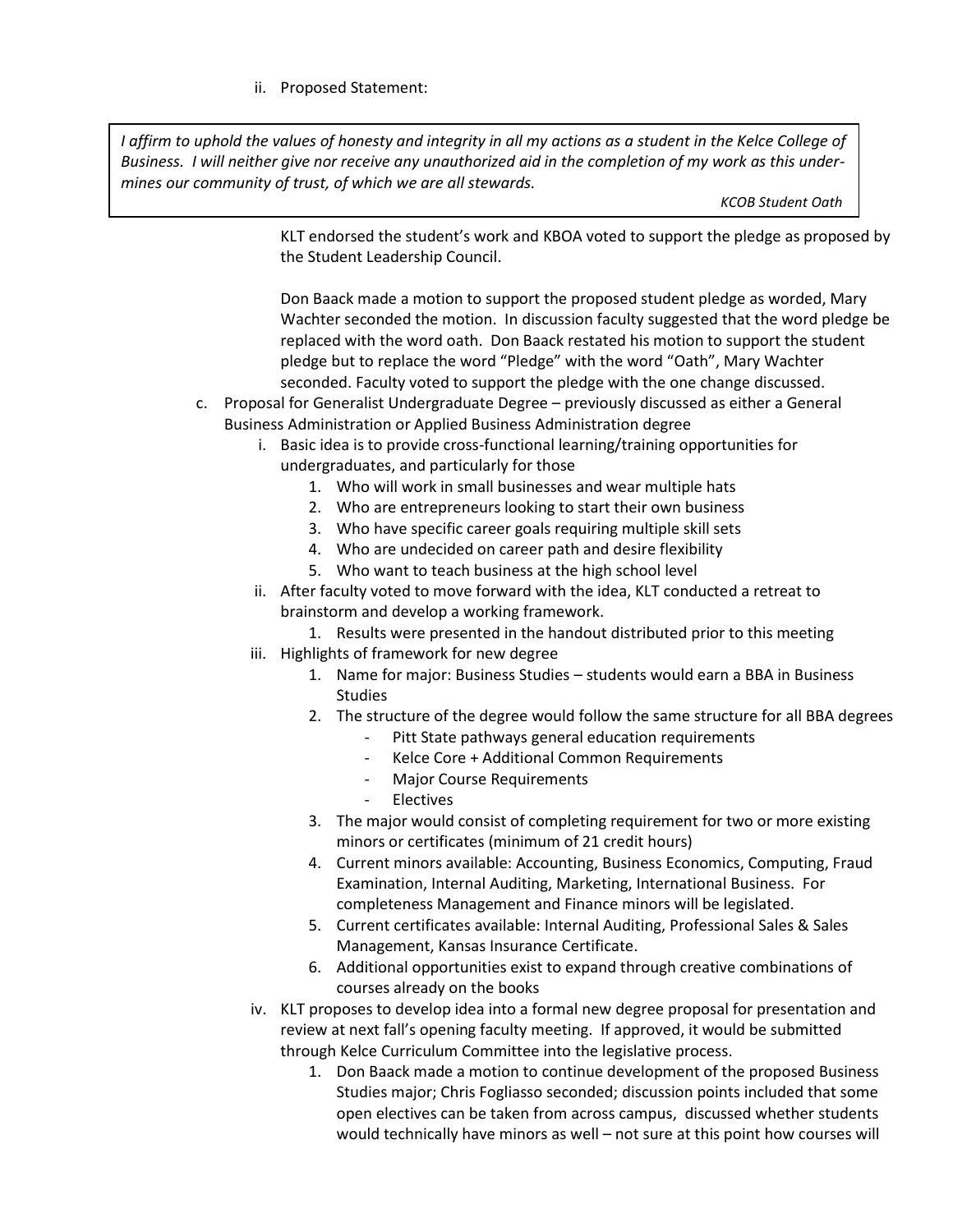ii. Proposed Statement:

> *I affirm to uphold the values of honesty and integrity in all my actions as a student in the Kelce College of Business. I will neither give nor receive any unauthorized aid in the completion of my work as this undermines our community of trust, of which we are all stewards.*
>
> *KCOB Student Oath*

KLT endorsed the student's work and KBOA voted to support the pledge as proposed by the Student Leadership Council.

Don Baack made a motion to support the proposed student pledge as worded, Mary Wachter seconded the motion. In discussion faculty suggested that the word pledge be replaced with the word oath. Don Baack restated his motion to support the student pledge but to replace the word "Pledge" with the word "Oath", Mary Wachter seconded. Faculty voted to support the pledge with the one change discussed.

c. Proposal for Generalist Undergraduate Degree – previously discussed as either a General Business Administration or Applied Business Administration degree
   i. Basic idea is to provide cross-functional learning/training opportunities for undergraduates, and particularly for those
      1. Who will work in small businesses and wear multiple hats
      2. Who are entrepreneurs looking to start their own business
      3. Who have specific career goals requiring multiple skill sets
      4. Who are undecided on career path and desire flexibility
      5. Who want to teach business at the high school level
   ii. After faculty voted to move forward with the idea, KLT conducted a retreat to brainstorm and develop a working framework.
      1. Results were presented in the handout distributed prior to this meeting
   iii. Highlights of framework for new degree
      1. Name for major: Business Studies – students would earn a BBA in Business Studies
      2. The structure of the degree would follow the same structure for all BBA degrees
         - Pitt State pathways general education requirements
         - Kelce Core + Additional Common Requirements
         - Major Course Requirements
         - Electives
      3. The major would consist of completing requirement for two or more existing minors or certificates (minimum of 21 credit hours)
      4. Current minors available: Accounting, Business Economics, Computing, Fraud Examination, Internal Auditing, Marketing, International Business. For completeness Management and Finance minors will be legislated.
      5. Current certificates available: Internal Auditing, Professional Sales & Sales Management, Kansas Insurance Certificate.
      6. Additional opportunities exist to expand through creative combinations of courses already on the books
   iv. KLT proposes to develop idea into a formal new degree proposal for presentation and review at next fall's opening faculty meeting. If approved, it would be submitted through Kelce Curriculum Committee into the legislative process.
      1. Don Baack made a motion to continue development of the proposed Business Studies major; Chris Fogliasso seconded; discussion points included that some open electives can be taken from across campus, discussed whether students would technically have minors as well – not sure at this point how courses will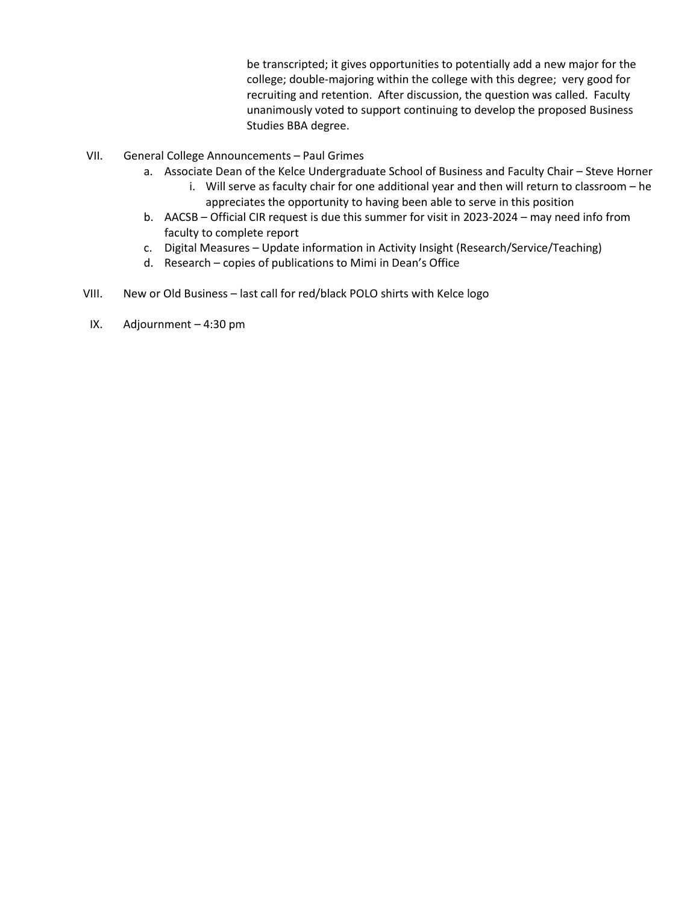be transcripted; it gives opportunities to potentially add a new major for the college; double-majoring within the college with this degree; very good for recruiting and retention. After discussion, the question was called. Faculty unanimously voted to support continuing to develop the proposed Business Studies BBA degree.

VII. General College Announcements – Paul Grimes

   a. Associate Dean of the Kelce Undergraduate School of Business and Faculty Chair – Steve Horner

      i. Will serve as faculty chair for one additional year and then will return to classroom – he appreciates the opportunity to having been able to serve in this position

   b. AACSB – Official CIR request is due this summer for visit in 2023-2024 – may need info from faculty to complete report

   c. Digital Measures – Update information in Activity Insight (Research/Service/Teaching)

   d. Research – copies of publications to Mimi in Dean's Office

VIII. New or Old Business – last call for red/black POLO shirts with Kelce logo

IX. Adjournment – 4:30 pm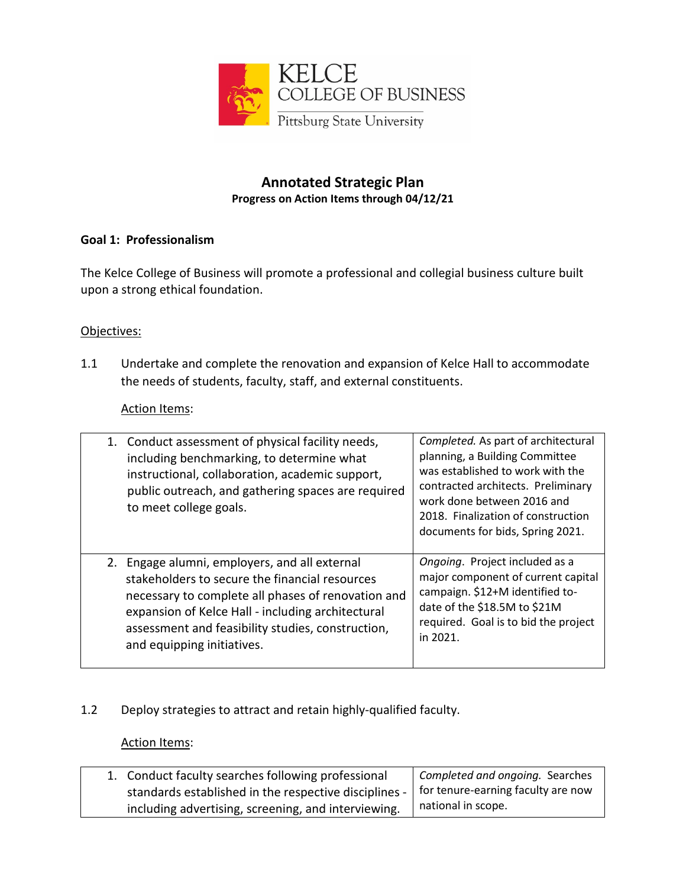KELCE
COLLEGE OF BUSINESS
Pittsburg State University

# Annotated Strategic Plan

**Progress on Action Items through 04/12/21**

## Goal 1: Professionalism

The Kelce College of Business will promote a professional and collegial business culture built upon a strong ethical foundation.

Objectives:

1.1 Undertake and complete the renovation and expansion of Kelce Hall to accommodate the needs of students, faculty, staff, and external constituents.

Action Items:

| Action Item | Progress |
|---|---|
| 1. Conduct assessment of physical facility needs, including benchmarking, to determine what instructional, collaboration, academic support, public outreach, and gathering spaces are required to meet college goals. | *Completed.* As part of architectural planning, a Building Committee was established to work with the contracted architects. Preliminary work done between 2016 and 2018. Finalization of construction documents for bids, Spring 2021. |
| 2. Engage alumni, employers, and all external stakeholders to secure the financial resources necessary to complete all phases of renovation and expansion of Kelce Hall - including architectural assessment and feasibility studies, construction, and equipping initiatives. | *Ongoing*. Project included as a major component of current capital campaign. $12+M identified to-date of the $18.5M to $21M required. Goal is to bid the project in 2021. |

1.2 Deploy strategies to attract and retain highly-qualified faculty.

Action Items:

| Action Item | Progress |
|---|---|
| 1. Conduct faculty searches following professional standards established in the respective disciplines - including advertising, screening, and interviewing. | *Completed and ongoing.* Searches for tenure-earning faculty are now national in scope. |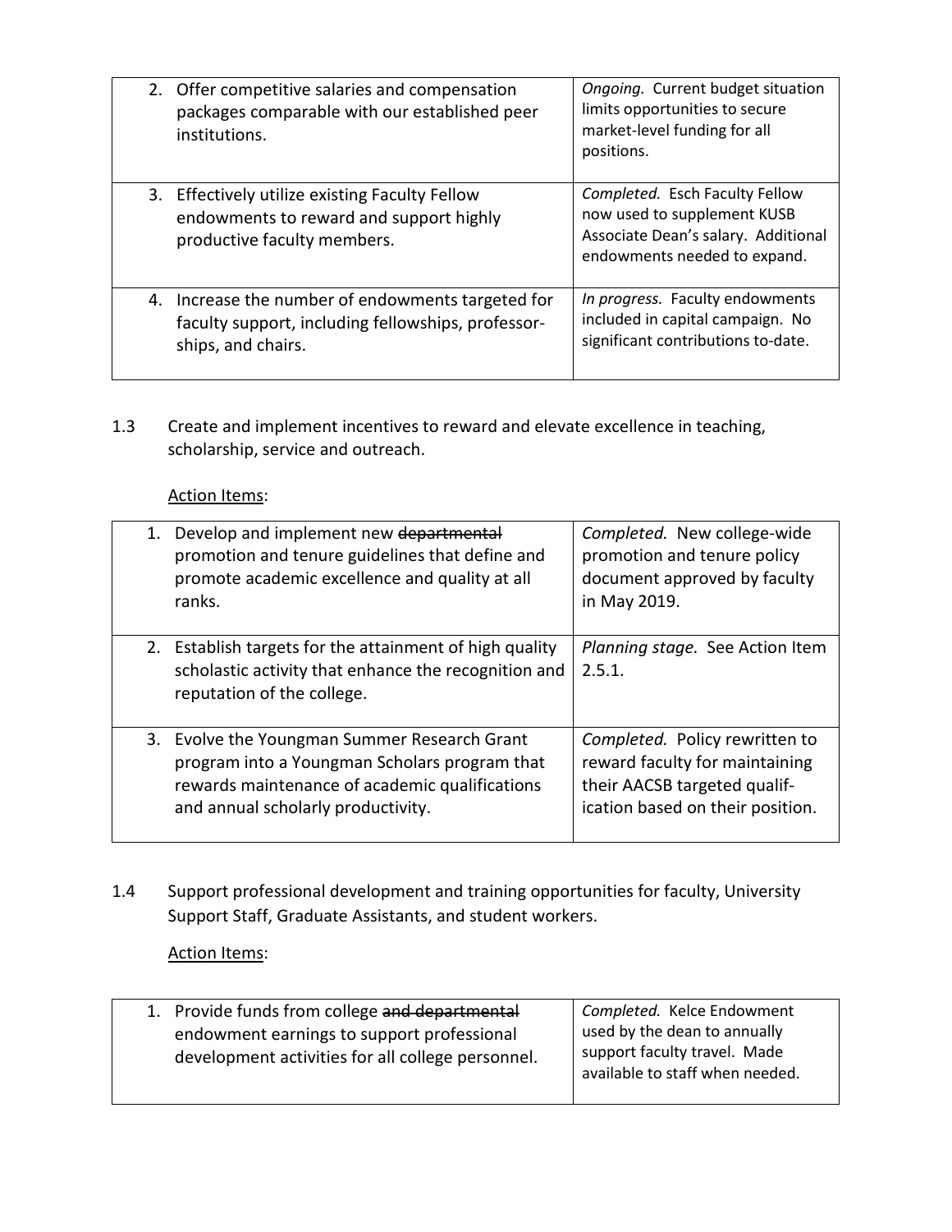| | |
|---|---|
| 2. Offer competitive salaries and compensation packages comparable with our established peer institutions. | *Ongoing.* Current budget situation limits opportunities to secure market-level funding for all positions. |
| 3. Effectively utilize existing Faculty Fellow endowments to reward and support highly productive faculty members. | *Completed.* Esch Faculty Fellow now used to supplement KUSB Associate Dean's salary. Additional endowments needed to expand. |
| 4. Increase the number of endowments targeted for faculty support, including fellowships, professor-ships, and chairs. | *In progress.* Faculty endowments included in capital campaign. No significant contributions to-date. |

1.3 Create and implement incentives to reward and elevate excellence in teaching, scholarship, service and outreach.

<u>Action Items</u>:

| | |
|---|---|
| 1. Develop and implement new ~~departmental~~ promotion and tenure guidelines that define and promote academic excellence and quality at all ranks. | *Completed.* New college-wide promotion and tenure policy document approved by faculty in May 2019. |
| 2. Establish targets for the attainment of high quality scholastic activity that enhance the recognition and reputation of the college. | *Planning stage.* See Action Item 2.5.1. |
| 3. Evolve the Youngman Summer Research Grant program into a Youngman Scholars program that rewards maintenance of academic qualifications and annual scholarly productivity. | *Completed.* Policy rewritten to reward faculty for maintaining their AACSB targeted qualif-ication based on their position. |

1.4 Support professional development and training opportunities for faculty, University Support Staff, Graduate Assistants, and student workers.

<u>Action Items</u>:

| | |
|---|---|
| 1. Provide funds from college ~~and departmental~~ endowment earnings to support professional development activities for all college personnel. | *Completed.* Kelce Endowment used by the dean to annually support faculty travel. Made available to staff when needed. |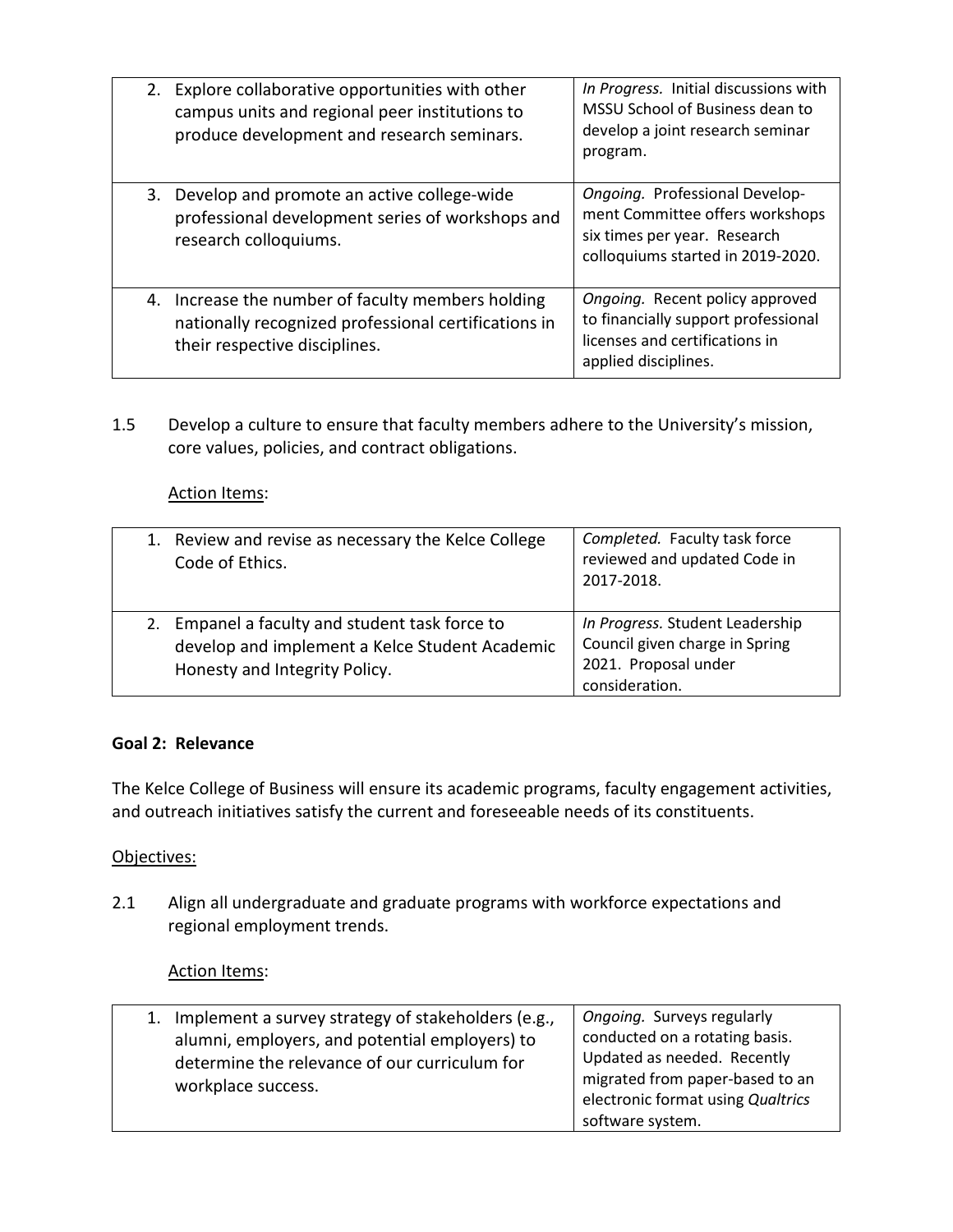| Action Item | Status |
|---|---|
| 2. Explore collaborative opportunities with other campus units and regional peer institutions to produce development and research seminars. | *In Progress.* Initial discussions with MSSU School of Business dean to develop a joint research seminar program. |
| 3. Develop and promote an active college-wide professional development series of workshops and research colloquiums. | *Ongoing.* Professional Development Committee offers workshops six times per year. Research colloquiums started in 2019-2020. |
| 4. Increase the number of faculty members holding nationally recognized professional certifications in their respective disciplines. | *Ongoing.* Recent policy approved to financially support professional licenses and certifications in applied disciplines. |

1.5 Develop a culture to ensure that faculty members adhere to the University's mission, core values, policies, and contract obligations.

<u>Action Items</u>:

| Action Item | Status |
|---|---|
| 1. Review and revise as necessary the Kelce College Code of Ethics. | *Completed.* Faculty task force reviewed and updated Code in 2017-2018. |
| 2. Empanel a faculty and student task force to develop and implement a Kelce Student Academic Honesty and Integrity Policy. | *In Progress.* Student Leadership Council given charge in Spring 2021. Proposal under consideration. |

**Goal 2: Relevance**

The Kelce College of Business will ensure its academic programs, faculty engagement activities, and outreach initiatives satisfy the current and foreseeable needs of its constituents.

<u>Objectives:</u>

2.1 Align all undergraduate and graduate programs with workforce expectations and regional employment trends.

<u>Action Items</u>:

| Action Item | Status |
|---|---|
| 1. Implement a survey strategy of stakeholders (e.g., alumni, employers, and potential employers) to determine the relevance of our curriculum for workplace success. | *Ongoing.* Surveys regularly conducted on a rotating basis. Updated as needed. Recently migrated from paper-based to an electronic format using *Qualtrics* software system. |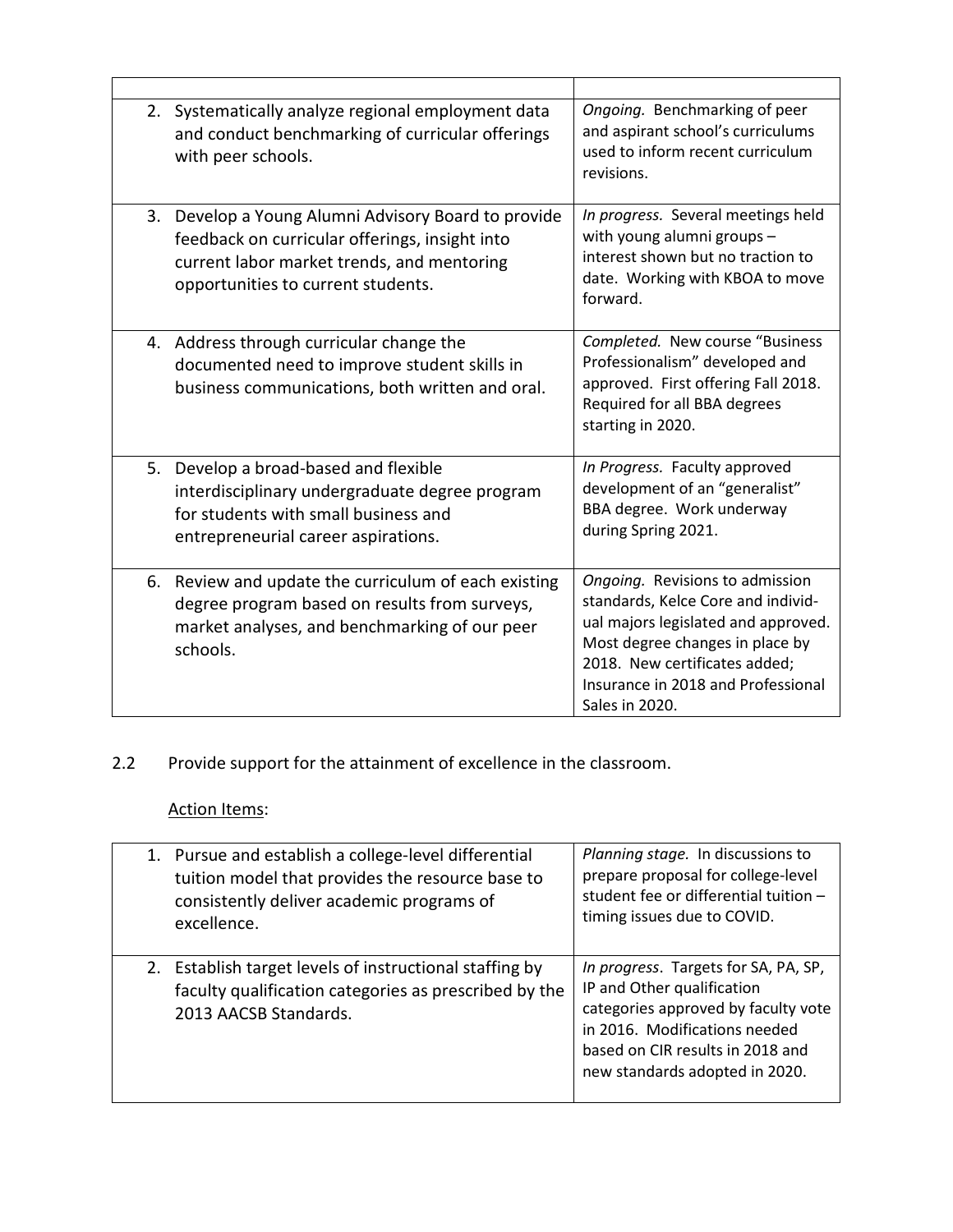| | |
|---|---|
| 2. Systematically analyze regional employment data and conduct benchmarking of curricular offerings with peer schools. | *Ongoing.* Benchmarking of peer and aspirant school's curriculums used to inform recent curriculum revisions. |
| 3. Develop a Young Alumni Advisory Board to provide feedback on curricular offerings, insight into current labor market trends, and mentoring opportunities to current students. | *In progress.* Several meetings held with young alumni groups – interest shown but no traction to date. Working with KBOA to move forward. |
| 4. Address through curricular change the documented need to improve student skills in business communications, both written and oral. | *Completed.* New course "Business Professionalism" developed and approved. First offering Fall 2018. Required for all BBA degrees starting in 2020. |
| 5. Develop a broad-based and flexible interdisciplinary undergraduate degree program for students with small business and entrepreneurial career aspirations. | *In Progress.* Faculty approved development of an "generalist" BBA degree. Work underway during Spring 2021. |
| 6. Review and update the curriculum of each existing degree program based on results from surveys, market analyses, and benchmarking of our peer schools. | *Ongoing.* Revisions to admission standards, Kelce Core and individual majors legislated and approved. Most degree changes in place by 2018. New certificates added; Insurance in 2018 and Professional Sales in 2020. |

2.2 Provide support for the attainment of excellence in the classroom.

Action Items:

| | |
|---|---|
| 1. Pursue and establish a college-level differential tuition model that provides the resource base to consistently deliver academic programs of excellence. | *Planning stage.* In discussions to prepare proposal for college-level student fee or differential tuition – timing issues due to COVID. |
| 2. Establish target levels of instructional staffing by faculty qualification categories as prescribed by the 2013 AACSB Standards. | *In progress.* Targets for SA, PA, SP, IP and Other qualification categories approved by faculty vote in 2016. Modifications needed based on CIR results in 2018 and new standards adopted in 2020. |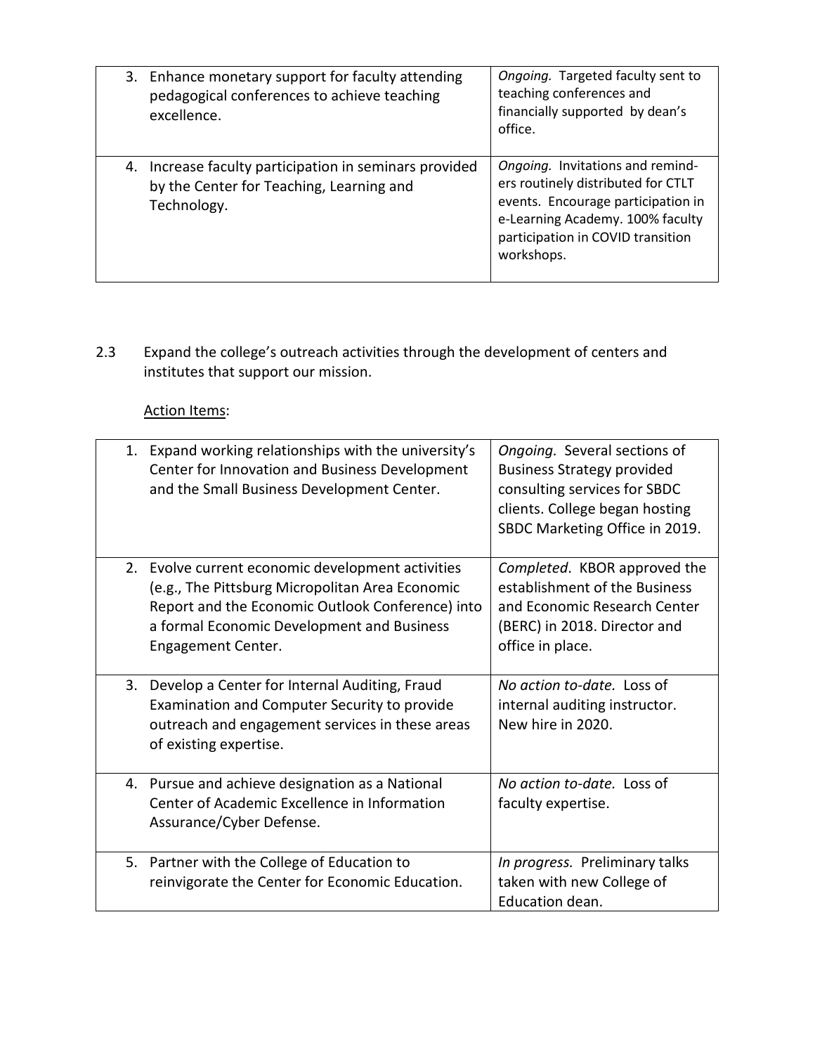| | |
|---|---|
| 3. Enhance monetary support for faculty attending pedagogical conferences to achieve teaching excellence. | *Ongoing.* Targeted faculty sent to teaching conferences and financially supported by dean's office. |
| 4. Increase faculty participation in seminars provided by the Center for Teaching, Learning and Technology. | *Ongoing.* Invitations and remind-ers routinely distributed for CTLT events. Encourage participation in e-Learning Academy. 100% faculty participation in COVID transition workshops. |

2.3 Expand the college's outreach activities through the development of centers and institutes that support our mission.

<u>Action Items</u>:

| | |
|---|---|
| 1. Expand working relationships with the university's Center for Innovation and Business Development and the Small Business Development Center. | *Ongoing.* Several sections of Business Strategy provided consulting services for SBDC clients. College began hosting SBDC Marketing Office in 2019. |
| 2. Evolve current economic development activities (e.g., The Pittsburg Micropolitan Area Economic Report and the Economic Outlook Conference) into a formal Economic Development and Business Engagement Center. | *Completed*. KBOR approved the establishment of the Business and Economic Research Center (BERC) in 2018. Director and office in place. |
| 3. Develop a Center for Internal Auditing, Fraud Examination and Computer Security to provide outreach and engagement services in these areas of existing expertise. | *No action to-date.* Loss of internal auditing instructor. New hire in 2020. |
| 4. Pursue and achieve designation as a National Center of Academic Excellence in Information Assurance/Cyber Defense. | *No action to-date.* Loss of faculty expertise. |
| 5. Partner with the College of Education to reinvigorate the Center for Economic Education. | *In progress.* Preliminary talks taken with new College of Education dean. |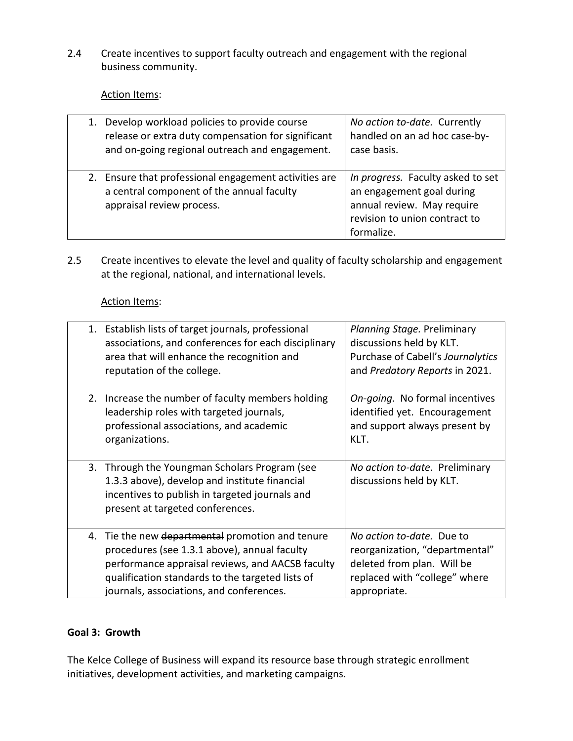2.4 Create incentives to support faculty outreach and engagement with the regional business community.

Action Items:

| Action Item | Status |
|---|---|
| 1. Develop workload policies to provide course release or extra duty compensation for significant and on-going regional outreach and engagement. | *No action to-date.* Currently handled on an ad hoc case-by-case basis. |
| 2. Ensure that professional engagement activities are a central component of the annual faculty appraisal review process. | *In progress.* Faculty asked to set an engagement goal during annual review. May require revision to union contract to formalize. |

2.5 Create incentives to elevate the level and quality of faculty scholarship and engagement at the regional, national, and international levels.

Action Items:

| Action Item | Status |
|---|---|
| 1. Establish lists of target journals, professional associations, and conferences for each disciplinary area that will enhance the recognition and reputation of the college. | *Planning Stage.* Preliminary discussions held by KLT. Purchase of Cabell's *Journalytics* and *Predatory Reports* in 2021. |
| 2. Increase the number of faculty members holding leadership roles with targeted journals, professional associations, and academic organizations. | *On-going.* No formal incentives identified yet. Encouragement and support always present by KLT. |
| 3. Through the Youngman Scholars Program (see 1.3.3 above), develop and institute financial incentives to publish in targeted journals and present at targeted conferences. | *No action to-date*. Preliminary discussions held by KLT. |
| 4. Tie the new ~~departmental~~ promotion and tenure procedures (see 1.3.1 above), annual faculty performance appraisal reviews, and AACSB faculty qualification standards to the targeted lists of journals, associations, and conferences. | *No action to-date.* Due to reorganization, "departmental" deleted from plan. Will be replaced with "college" where appropriate. |

**Goal 3: Growth**

The Kelce College of Business will expand its resource base through strategic enrollment initiatives, development activities, and marketing campaigns.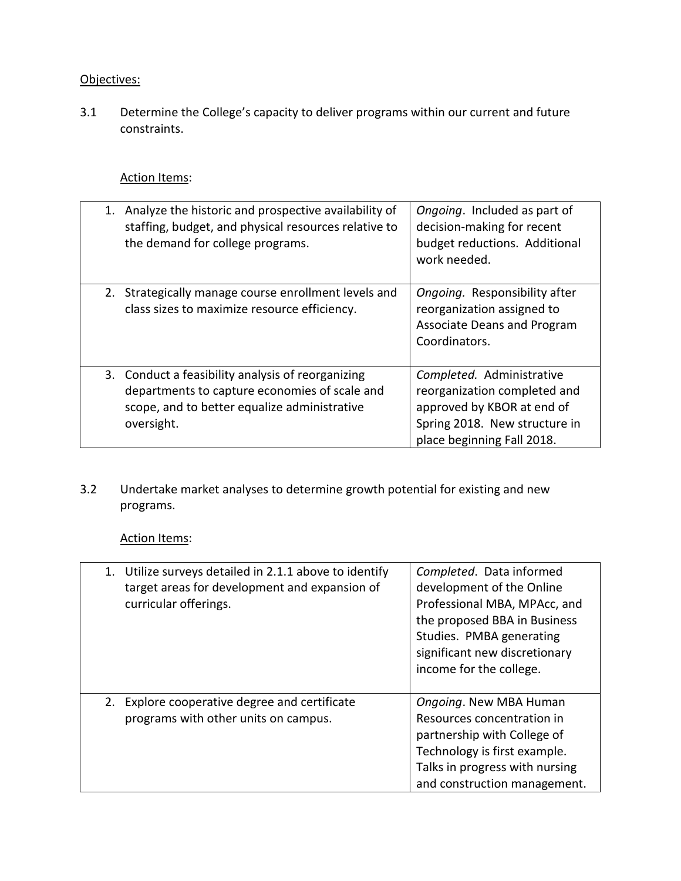Objectives:

3.1 Determine the College's capacity to deliver programs within our current and future constraints.

Action Items:

| | |
|---|---|
| 1. Analyze the historic and prospective availability of staffing, budget, and physical resources relative to the demand for college programs. | *Ongoing*. Included as part of decision-making for recent budget reductions. Additional work needed. |
| 2. Strategically manage course enrollment levels and class sizes to maximize resource efficiency. | *Ongoing.* Responsibility after reorganization assigned to Associate Deans and Program Coordinators. |
| 3. Conduct a feasibility analysis of reorganizing departments to capture economies of scale and scope, and to better equalize administrative oversight. | *Completed.* Administrative reorganization completed and approved by KBOR at end of Spring 2018. New structure in place beginning Fall 2018. |

3.2 Undertake market analyses to determine growth potential for existing and new programs.

Action Items:

| | |
|---|---|
| 1. Utilize surveys detailed in 2.1.1 above to identify target areas for development and expansion of curricular offerings. | *Completed*. Data informed development of the Online Professional MBA, MPAcc, and the proposed BBA in Business Studies. PMBA generating significant new discretionary income for the college. |
| 2. Explore cooperative degree and certificate programs with other units on campus. | *Ongoing*. New MBA Human Resources concentration in partnership with College of Technology is first example. Talks in progress with nursing and construction management. |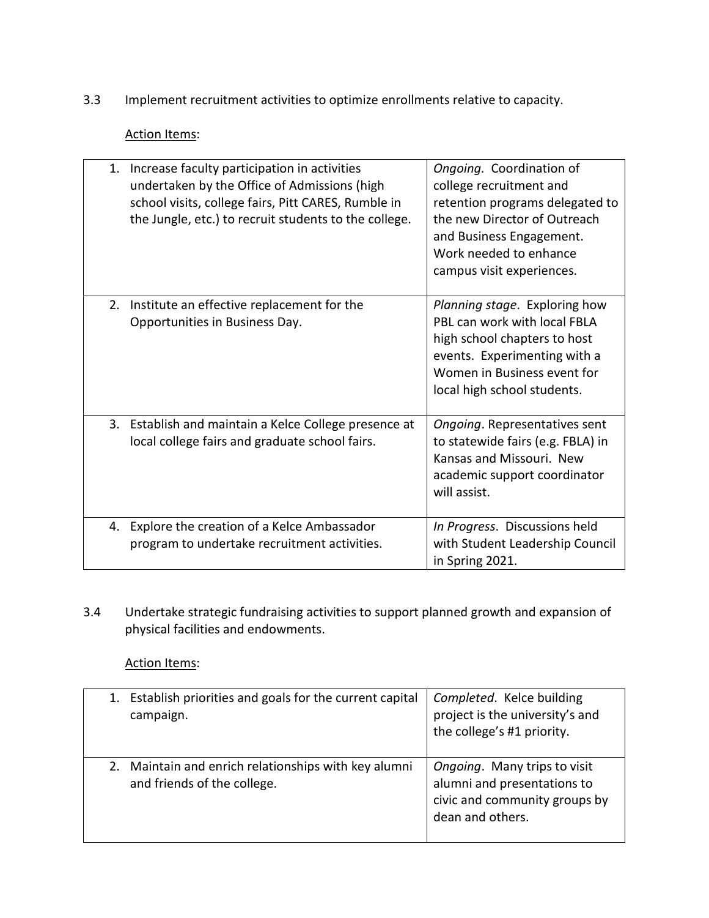3.3 Implement recruitment activities to optimize enrollments relative to capacity.

<u>Action Items</u>:

| Action Item | Status |
|---|---|
| 1. Increase faculty participation in activities undertaken by the Office of Admissions (high school visits, college fairs, Pitt CARES, Rumble in the Jungle, etc.) to recruit students to the college. | *Ongoing.* Coordination of college recruitment and retention programs delegated to the new Director of Outreach and Business Engagement. Work needed to enhance campus visit experiences. |
| 2. Institute an effective replacement for the Opportunities in Business Day. | *Planning stage*. Exploring how PBL can work with local FBLA high school chapters to host events. Experimenting with a Women in Business event for local high school students. |
| 3. Establish and maintain a Kelce College presence at local college fairs and graduate school fairs. | *Ongoing*. Representatives sent to statewide fairs (e.g. FBLA) in Kansas and Missouri. New academic support coordinator will assist. |
| 4. Explore the creation of a Kelce Ambassador program to undertake recruitment activities. | *In Progress*. Discussions held with Student Leadership Council in Spring 2021. |

3.4 Undertake strategic fundraising activities to support planned growth and expansion of physical facilities and endowments.

<u>Action Items</u>:

| Action Item | Status |
|---|---|
| 1. Establish priorities and goals for the current capital campaign. | *Completed*. Kelce building project is the university's and the college's #1 priority. |
| 2. Maintain and enrich relationships with key alumni and friends of the college. | *Ongoing*. Many trips to visit alumni and presentations to civic and community groups by dean and others. |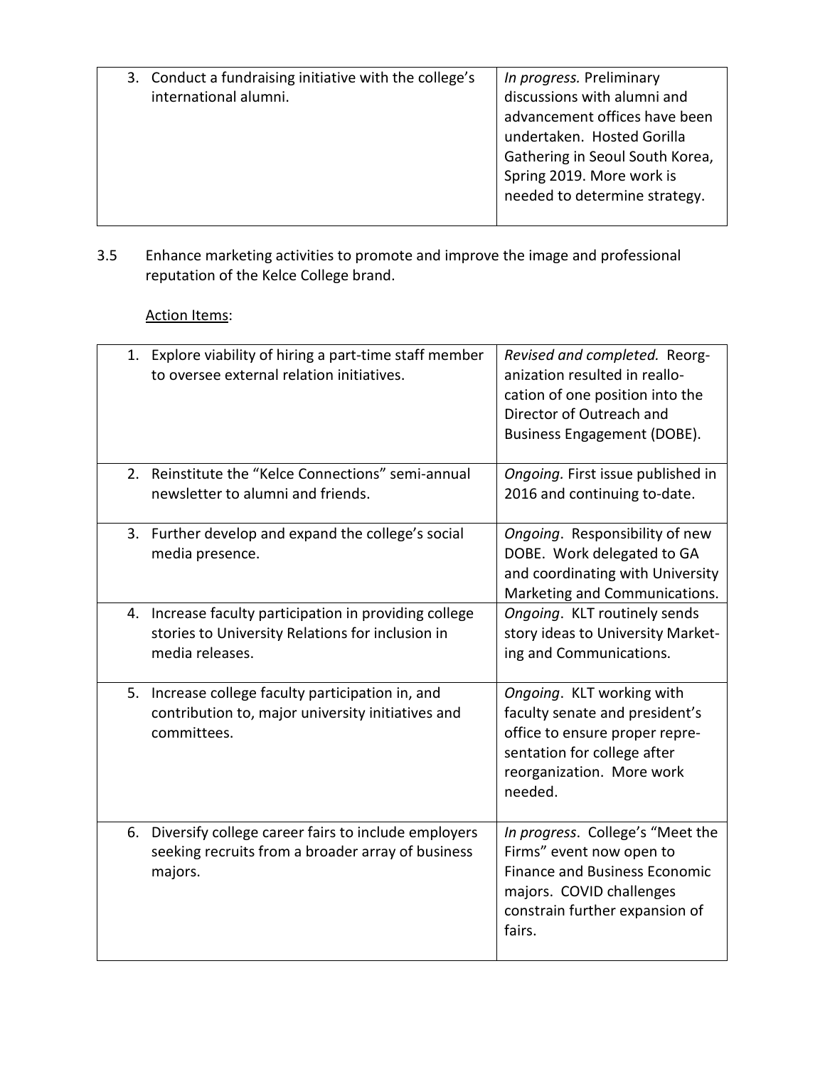| 3. Conduct a fundraising initiative with the college's international alumni. | *In progress.* Preliminary discussions with alumni and advancement offices have been undertaken. Hosted Gorilla Gathering in Seoul South Korea, Spring 2019. More work is needed to determine strategy. |
|---|---|

3.5 Enhance marketing activities to promote and improve the image and professional reputation of the Kelce College brand.

<u>Action Items</u>:

| 1. Explore viability of hiring a part-time staff member to oversee external relation initiatives. | *Revised and completed.* Reorganization resulted in reallocation of one position into the Director of Outreach and Business Engagement (DOBE). |
|---|---|
| 2. Reinstitute the "Kelce Connections" semi-annual newsletter to alumni and friends. | *Ongoing.* First issue published in 2016 and continuing to-date. |
| 3. Further develop and expand the college's social media presence. | *Ongoing*. Responsibility of new DOBE. Work delegated to GA and coordinating with University Marketing and Communications. |
| 4. Increase faculty participation in providing college stories to University Relations for inclusion in media releases. | *Ongoing*. KLT routinely sends story ideas to University Marketing and Communications. |
| 5. Increase college faculty participation in, and contribution to, major university initiatives and committees. | *Ongoing*. KLT working with faculty senate and president's office to ensure proper representation for college after reorganization. More work needed. |
| 6. Diversify college career fairs to include employers seeking recruits from a broader array of business majors. | *In progress*. College's "Meet the Firms" event now open to Finance and Business Economic majors. COVID challenges constrain further expansion of fairs. |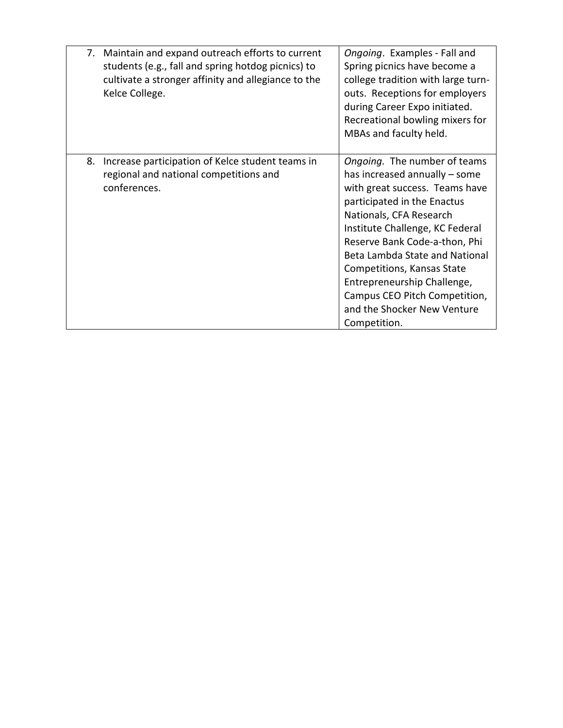| | |
|---|---|
| 7. Maintain and expand outreach efforts to current students (e.g., fall and spring hotdog picnics) to cultivate a stronger affinity and allegiance to the Kelce College. | *Ongoing*. Examples - Fall and Spring picnics have become a college tradition with large turn-outs. Receptions for employers during Career Expo initiated. Recreational bowling mixers for MBAs and faculty held. |
| 8. Increase participation of Kelce student teams in regional and national competitions and conferences. | *Ongoing.* The number of teams has increased annually – some with great success. Teams have participated in the Enactus Nationals, CFA Research Institute Challenge, KC Federal Reserve Bank Code-a-thon, Phi Beta Lambda State and National Competitions, Kansas State Entrepreneurship Challenge, Campus CEO Pitch Competition, and the Shocker New Venture Competition. |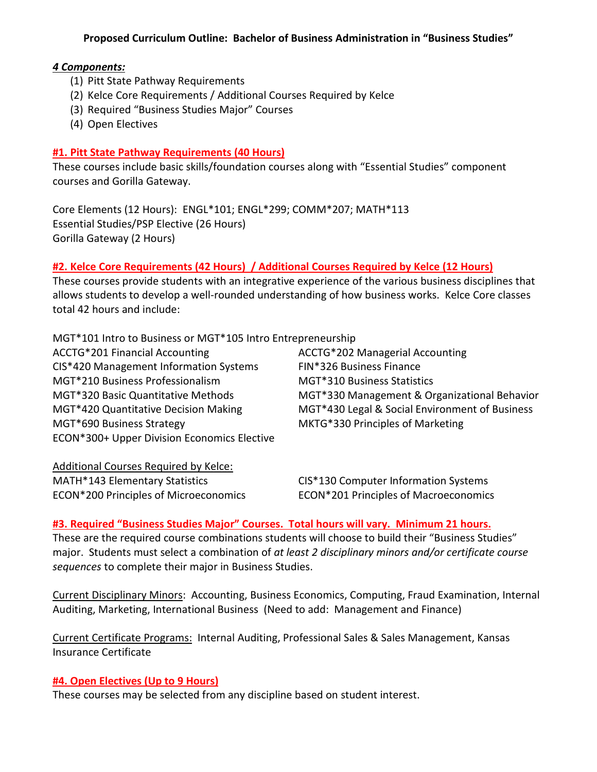## Proposed Curriculum Outline: Bachelor of Business Administration in "Business Studies"

***4 Components:***

(1) Pitt State Pathway Requirements
(2) Kelce Core Requirements / Additional Courses Required by Kelce
(3) Required "Business Studies Major" Courses
(4) Open Electives

### #1. Pitt State Pathway Requirements (40 Hours)

These courses include basic skills/foundation courses along with "Essential Studies" component courses and Gorilla Gateway.

Core Elements (12 Hours): ENGL*101; ENGL*299; COMM*207; MATH*113
Essential Studies/PSP Elective (26 Hours)
Gorilla Gateway (2 Hours)

### #2. Kelce Core Requirements (42 Hours) / Additional Courses Required by Kelce (12 Hours)

These courses provide students with an integrative experience of the various business disciplines that allows students to develop a well-rounded understanding of how business works. Kelce Core classes total 42 hours and include:

MGT*101 Intro to Business or MGT*105 Intro Entrepreneurship
ACCTG*201 Financial Accounting
ACCTG*202 Managerial Accounting
CIS*420 Management Information Systems
FIN*326 Business Finance
MGT*210 Business Professionalism
MGT*310 Business Statistics
MGT*320 Basic Quantitative Methods
MGT*330 Management & Organizational Behavior
MGT*420 Quantitative Decision Making
MGT*430 Legal & Social Environment of Business
MGT*690 Business Strategy
MKTG*330 Principles of Marketing
ECON*300+ Upper Division Economics Elective

<u>Additional Courses Required by Kelce:</u>
MATH*143 Elementary Statistics
CIS*130 Computer Information Systems
ECON*200 Principles of Microeconomics
ECON*201 Principles of Macroeconomics

### #3. Required "Business Studies Major" Courses. Total hours will vary. Minimum 21 hours.

These are the required course combinations students will choose to build their "Business Studies" major. Students must select a combination of *at least 2 disciplinary minors and/or certificate course sequences* to complete their major in Business Studies.

<u>Current Disciplinary Minors</u>: Accounting, Business Economics, Computing, Fraud Examination, Internal Auditing, Marketing, International Business (Need to add: Management and Finance)

<u>Current Certificate Programs:</u> Internal Auditing, Professional Sales & Sales Management, Kansas Insurance Certificate

### #4. Open Electives (Up to 9 Hours)

These courses may be selected from any discipline based on student interest.